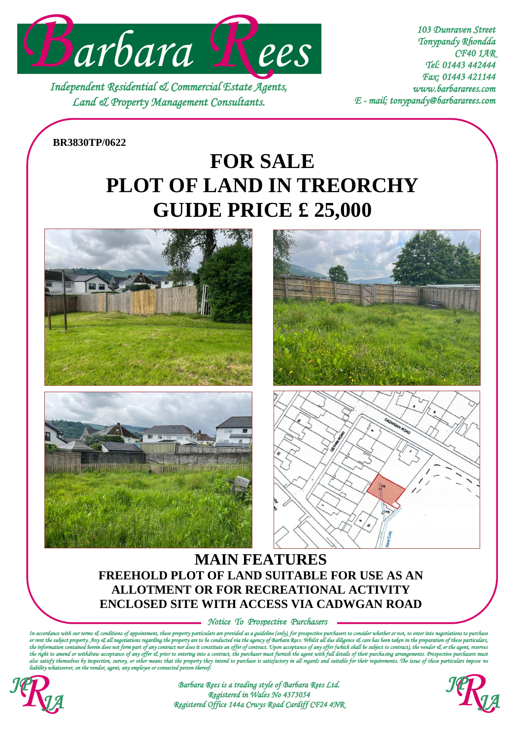# Barbara Rees

*Independent Residential & Commercial Estate Agents,*
*Land & Property Management Consultants.*

*103 Dunraven Street*
*Tonypandy Rhondda*
*CF40 1AR*
*Tel: 01443 442444*
*Fax: 01443 421144*
*www.barbararees.com*
*E - mail; tonypandy@barbararees.com*

**BR3830TP/0622**

# FOR SALE
# PLOT OF LAND IN TREORCHY
# GUIDE PRICE £ 25,000

## MAIN FEATURES

**FREEHOLD PLOT OF LAND SUITABLE FOR USE AS AN ALLOTMENT OR FOR RECREATIONAL ACTIVITY**

**ENCLOSED SITE WITH ACCESS VIA CADWGAN ROAD**

*Notice To Prospective Purchasers*

*In accordance with our terms & conditions of appointment, these property particulars are provided as a guideline (only), for prospective purchasers to consider whether or not, to enter into negotiations to purchase or rent the subject property. Any & all negotiations regarding the property are to be conducted via the agency of Barbara Rees. Whilst all due diligence & care has been taken in the preparation of these particulars, the information contained herein does not form part of any contract nor does it constitute an offer of contract. Upon acceptance of any offer (which shall be subject to contract), the vendor & or the agent, reserves the right to amend or withdraw acceptance of any offer & prior to entering into a contract, the purchaser must furnish the agent with full details of their purchasing arrangements. Prospective purchasers must also satisfy themselves by inspection, survey, or other means that the property they intend to purchase is satisfactory in all regards and suitable for their requirements. The issue of these particulars impose no liability whatsoever, on the vendor, agent, any employee or connected person thereof.*

*Barbara Rees is a trading style of Barbara Rees Ltd.*
*Registered in Wales No 4373054*
*Registered Office 144a Crwys Road Cardiff CF24 4NR*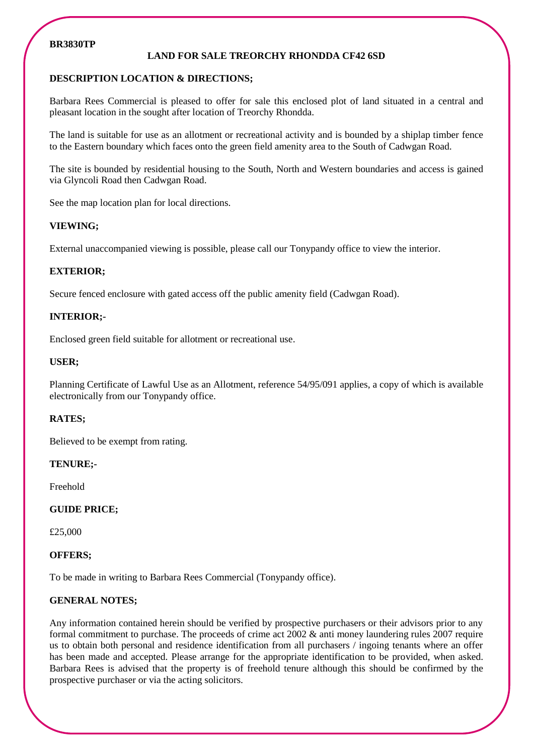**BR3830TP**

# LAND FOR SALE TREORCHY RHONDDA CF42 6SD

## DESCRIPTION LOCATION & DIRECTIONS;

Barbara Rees Commercial is pleased to offer for sale this enclosed plot of land situated in a central and pleasant location in the sought after location of Treorchy Rhondda.

The land is suitable for use as an allotment or recreational activity and is bounded by a shiplap timber fence to the Eastern boundary which faces onto the green field amenity area to the South of Cadwgan Road.

The site is bounded by residential housing to the South, North and Western boundaries and access is gained via Glyncoli Road then Cadwgan Road.

See the map location plan for local directions.

## VIEWING;

External unaccompanied viewing is possible, please call our Tonypandy office to view the interior.

## EXTERIOR;

Secure fenced enclosure with gated access off the public amenity field (Cadwgan Road).

## INTERIOR;-

Enclosed green field suitable for allotment or recreational use.

## USER;

Planning Certificate of Lawful Use as an Allotment, reference 54/95/091 applies, a copy of which is available electronically from our Tonypandy office.

## RATES;

Believed to be exempt from rating.

## TENURE;-

Freehold

## GUIDE PRICE;

£25,000

## OFFERS;

To be made in writing to Barbara Rees Commercial (Tonypandy office).

## GENERAL NOTES;

Any information contained herein should be verified by prospective purchasers or their advisors prior to any formal commitment to purchase. The proceeds of crime act 2002 & anti money laundering rules 2007 require us to obtain both personal and residence identification from all purchasers / ingoing tenants where an offer has been made and accepted. Please arrange for the appropriate identification to be provided, when asked. Barbara Rees is advised that the property is of freehold tenure although this should be confirmed by the prospective purchaser or via the acting solicitors.